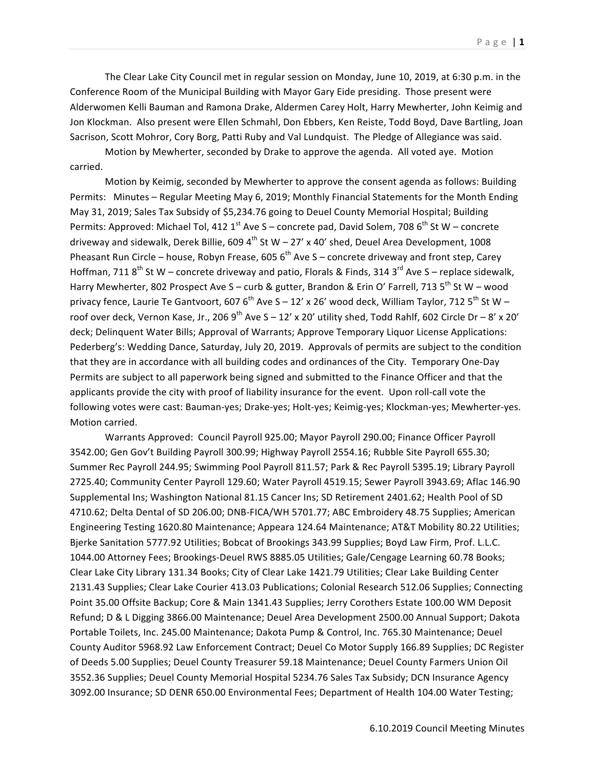The Clear Lake City Council met in regular session on Monday, June 10, 2019, at 6:30 p.m. in the Conference Room of the Municipal Building with Mayor Gary Eide presiding. Those present were Alderwomen Kelli Bauman and Ramona Drake, Aldermen Carey Holt, Harry Mewherter, John Keimig and Jon Klockman. Also present were Ellen Schmahl, Don Ebbers, Ken Reiste, Todd Boyd, Dave Bartling, Joan Sacrison, Scott Mohror, Cory Borg, Patti Ruby and Val Lundquist. The Pledge of Allegiance was said.

Motion by Mewherter, seconded by Drake to approve the agenda. All voted aye. Motion carried.

Motion by Keimig, seconded by Mewherter to approve the consent agenda as follows: Building Permits: Minutes – Regular Meeting May 6, 2019; Monthly Financial Statements for the Month Ending May 31, 2019; Sales Tax Subsidy of $5,234.76 going to Deuel County Memorial Hospital; Building Permits: Approved: Michael Tol, 412 1st Ave S – concrete pad, David Solem, 708 6th St W – concrete driveway and sidewalk, Derek Billie, 609 4th St W – 27' x 40' shed, Deuel Area Development, 1008 Pheasant Run Circle – house, Robyn Frease, 605 6th Ave S – concrete driveway and front step, Carey Hoffman, 711 8th St W – concrete driveway and patio, Florals & Finds, 314 3rd Ave S – replace sidewalk, Harry Mewherter, 802 Prospect Ave S – curb & gutter, Brandon & Erin O' Farrell, 713 5th St W – wood privacy fence, Laurie Te Gantvoort, 607 6th Ave S – 12' x 26' wood deck, William Taylor, 712 5th St W – roof over deck, Vernon Kase, Jr., 206 9th Ave S – 12' x 20' utility shed, Todd Rahlf, 602 Circle Dr – 8' x 20' deck; Delinquent Water Bills; Approval of Warrants; Approve Temporary Liquor License Applications: Pederberg's: Wedding Dance, Saturday, July 20, 2019. Approvals of permits are subject to the condition that they are in accordance with all building codes and ordinances of the City. Temporary One-Day Permits are subject to all paperwork being signed and submitted to the Finance Officer and that the applicants provide the city with proof of liability insurance for the event. Upon roll-call vote the following votes were cast: Bauman-yes; Drake-yes; Holt-yes; Keimig-yes; Klockman-yes; Mewherter-yes. Motion carried.

Warrants Approved: Council Payroll 925.00; Mayor Payroll 290.00; Finance Officer Payroll 3542.00; Gen Gov't Building Payroll 300.99; Highway Payroll 2554.16; Rubble Site Payroll 655.30; Summer Rec Payroll 244.95; Swimming Pool Payroll 811.57; Park & Rec Payroll 5395.19; Library Payroll 2725.40; Community Center Payroll 129.60; Water Payroll 4519.15; Sewer Payroll 3943.69; Aflac 146.90 Supplemental Ins; Washington National 81.15 Cancer Ins; SD Retirement 2401.62; Health Pool of SD 4710.62; Delta Dental of SD 206.00; DNB-FICA/WH 5701.77; ABC Embroidery 48.75 Supplies; American Engineering Testing 1620.80 Maintenance; Appeara 124.64 Maintenance; AT&T Mobility 80.22 Utilities; Bjerke Sanitation 5777.92 Utilities; Bobcat of Brookings 343.99 Supplies; Boyd Law Firm, Prof. L.L.C. 1044.00 Attorney Fees; Brookings-Deuel RWS 8885.05 Utilities; Gale/Cengage Learning 60.78 Books; Clear Lake City Library 131.34 Books; City of Clear Lake 1421.79 Utilities; Clear Lake Building Center 2131.43 Supplies; Clear Lake Courier 413.03 Publications; Colonial Research 512.06 Supplies; Connecting Point 35.00 Offsite Backup; Core & Main 1341.43 Supplies; Jerry Corothers Estate 100.00 WM Deposit Refund; D & L Digging 3866.00 Maintenance; Deuel Area Development 2500.00 Annual Support; Dakota Portable Toilets, Inc. 245.00 Maintenance; Dakota Pump & Control, Inc. 765.30 Maintenance; Deuel County Auditor 5968.92 Law Enforcement Contract; Deuel Co Motor Supply 166.89 Supplies; DC Register of Deeds 5.00 Supplies; Deuel County Treasurer 59.18 Maintenance; Deuel County Farmers Union Oil 3552.36 Supplies; Deuel County Memorial Hospital 5234.76 Sales Tax Subsidy; DCN Insurance Agency 3092.00 Insurance; SD DENR 650.00 Environmental Fees; Department of Health 104.00 Water Testing;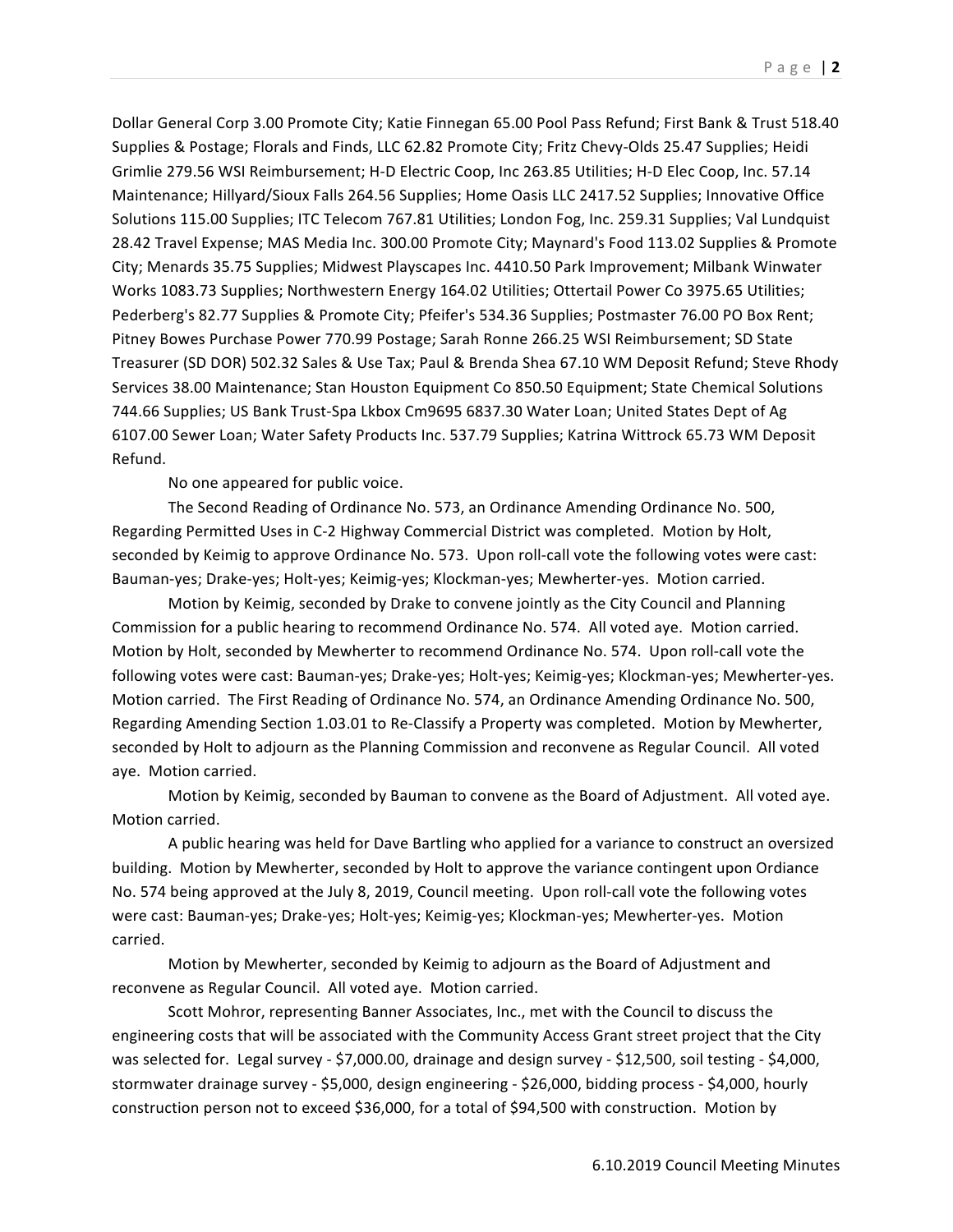Dollar General Corp 3.00 Promote City; Katie Finnegan 65.00 Pool Pass Refund; First Bank & Trust 518.40 Supplies & Postage; Florals and Finds, LLC 62.82 Promote City; Fritz Chevy-Olds 25.47 Supplies; Heidi Grimlie 279.56 WSI Reimbursement; H-D Electric Coop, Inc 263.85 Utilities; H-D Elec Coop, Inc. 57.14 Maintenance; Hillyard/Sioux Falls 264.56 Supplies; Home Oasis LLC 2417.52 Supplies; Innovative Office Solutions 115.00 Supplies; ITC Telecom 767.81 Utilities; London Fog, Inc. 259.31 Supplies; Val Lundquist 28.42 Travel Expense; MAS Media Inc. 300.00 Promote City; Maynard's Food 113.02 Supplies & Promote City; Menards 35.75 Supplies; Midwest Playscapes Inc. 4410.50 Park Improvement; Milbank Winwater Works 1083.73 Supplies; Northwestern Energy 164.02 Utilities; Ottertail Power Co 3975.65 Utilities; Pederberg's 82.77 Supplies & Promote City; Pfeifer's 534.36 Supplies; Postmaster 76.00 PO Box Rent; Pitney Bowes Purchase Power 770.99 Postage; Sarah Ronne 266.25 WSI Reimbursement; SD State Treasurer (SD DOR) 502.32 Sales & Use Tax; Paul & Brenda Shea 67.10 WM Deposit Refund; Steve Rhody Services 38.00 Maintenance; Stan Houston Equipment Co 850.50 Equipment; State Chemical Solutions 744.66 Supplies; US Bank Trust-Spa Lkbox Cm9695 6837.30 Water Loan; United States Dept of Ag 6107.00 Sewer Loan; Water Safety Products Inc. 537.79 Supplies; Katrina Wittrock 65.73 WM Deposit Refund.

No one appeared for public voice.

The Second Reading of Ordinance No. 573, an Ordinance Amending Ordinance No. 500, Regarding Permitted Uses in C-2 Highway Commercial District was completed. Motion by Holt, seconded by Keimig to approve Ordinance No. 573. Upon roll-call vote the following votes were cast: Bauman-yes; Drake-yes; Holt-yes; Keimig-yes; Klockman-yes; Mewherter-yes. Motion carried.

Motion by Keimig, seconded by Drake to convene jointly as the City Council and Planning Commission for a public hearing to recommend Ordinance No. 574. All voted aye. Motion carried. Motion by Holt, seconded by Mewherter to recommend Ordinance No. 574. Upon roll-call vote the following votes were cast: Bauman-yes; Drake-yes; Holt-yes; Keimig-yes; Klockman-yes; Mewherter-yes. Motion carried. The First Reading of Ordinance No. 574, an Ordinance Amending Ordinance No. 500, Regarding Amending Section 1.03.01 to Re-Classify a Property was completed. Motion by Mewherter, seconded by Holt to adjourn as the Planning Commission and reconvene as Regular Council. All voted aye. Motion carried.

Motion by Keimig, seconded by Bauman to convene as the Board of Adjustment. All voted aye. Motion carried.

A public hearing was held for Dave Bartling who applied for a variance to construct an oversized building. Motion by Mewherter, seconded by Holt to approve the variance contingent upon Ordiance No. 574 being approved at the July 8, 2019, Council meeting. Upon roll-call vote the following votes were cast: Bauman-yes; Drake-yes; Holt-yes; Keimig-yes; Klockman-yes; Mewherter-yes. Motion carried.

Motion by Mewherter, seconded by Keimig to adjourn as the Board of Adjustment and reconvene as Regular Council. All voted aye. Motion carried.

Scott Mohror, representing Banner Associates, Inc., met with the Council to discuss the engineering costs that will be associated with the Community Access Grant street project that the City was selected for. Legal survey - $7,000.00, drainage and design survey - $12,500, soil testing - $4,000, stormwater drainage survey - $5,000, design engineering - $26,000, bidding process - $4,000, hourly construction person not to exceed $36,000, for a total of $94,500 with construction. Motion by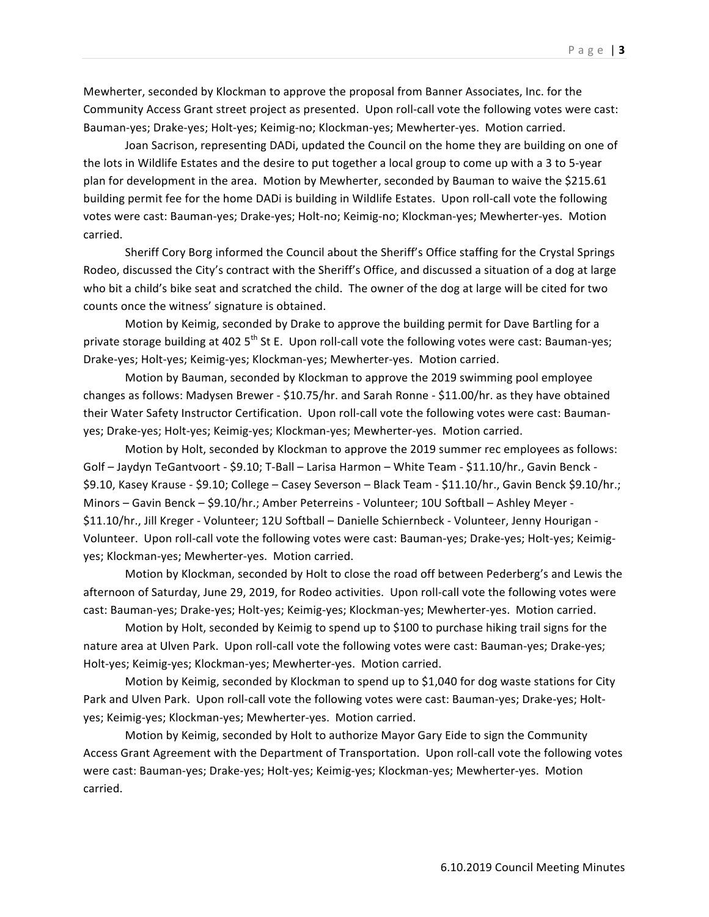Mewherter, seconded by Klockman to approve the proposal from Banner Associates, Inc. for the Community Access Grant street project as presented. Upon roll-call vote the following votes were cast: Bauman-yes; Drake-yes; Holt-yes; Keimig-no; Klockman-yes; Mewherter-yes. Motion carried.

Joan Sacrison, representing DADi, updated the Council on the home they are building on one of the lots in Wildlife Estates and the desire to put together a local group to come up with a 3 to 5-year plan for development in the area. Motion by Mewherter, seconded by Bauman to waive the $215.61 building permit fee for the home DADi is building in Wildlife Estates. Upon roll-call vote the following votes were cast: Bauman-yes; Drake-yes; Holt-no; Keimig-no; Klockman-yes; Mewherter-yes. Motion carried.

Sheriff Cory Borg informed the Council about the Sheriff's Office staffing for the Crystal Springs Rodeo, discussed the City's contract with the Sheriff's Office, and discussed a situation of a dog at large who bit a child's bike seat and scratched the child. The owner of the dog at large will be cited for two counts once the witness' signature is obtained.

Motion by Keimig, seconded by Drake to approve the building permit for Dave Bartling for a private storage building at 402 5th St E. Upon roll-call vote the following votes were cast: Bauman-yes; Drake-yes; Holt-yes; Keimig-yes; Klockman-yes; Mewherter-yes. Motion carried.

Motion by Bauman, seconded by Klockman to approve the 2019 swimming pool employee changes as follows: Madysen Brewer - $10.75/hr. and Sarah Ronne - $11.00/hr. as they have obtained their Water Safety Instructor Certification. Upon roll-call vote the following votes were cast: Bauman-yes; Drake-yes; Holt-yes; Keimig-yes; Klockman-yes; Mewherter-yes. Motion carried.

Motion by Holt, seconded by Klockman to approve the 2019 summer rec employees as follows: Golf – Jaydyn TeGantvoort - $9.10; T-Ball – Larisa Harmon – White Team - $11.10/hr., Gavin Benck - $9.10, Kasey Krause - $9.10; College – Casey Severson – Black Team - $11.10/hr., Gavin Benck $9.10/hr.; Minors – Gavin Benck – $9.10/hr.; Amber Peterreins - Volunteer; 10U Softball – Ashley Meyer - $11.10/hr., Jill Kreger - Volunteer; 12U Softball – Danielle Schiernbeck - Volunteer, Jenny Hourigan - Volunteer. Upon roll-call vote the following votes were cast: Bauman-yes; Drake-yes; Holt-yes; Keimig-yes; Klockman-yes; Mewherter-yes. Motion carried.

Motion by Klockman, seconded by Holt to close the road off between Pederberg's and Lewis the afternoon of Saturday, June 29, 2019, for Rodeo activities. Upon roll-call vote the following votes were cast: Bauman-yes; Drake-yes; Holt-yes; Keimig-yes; Klockman-yes; Mewherter-yes. Motion carried.

Motion by Holt, seconded by Keimig to spend up to $100 to purchase hiking trail signs for the nature area at Ulven Park. Upon roll-call vote the following votes were cast: Bauman-yes; Drake-yes; Holt-yes; Keimig-yes; Klockman-yes; Mewherter-yes. Motion carried.

Motion by Keimig, seconded by Klockman to spend up to $1,040 for dog waste stations for City Park and Ulven Park. Upon roll-call vote the following votes were cast: Bauman-yes; Drake-yes; Holt-yes; Keimig-yes; Klockman-yes; Mewherter-yes. Motion carried.

Motion by Keimig, seconded by Holt to authorize Mayor Gary Eide to sign the Community Access Grant Agreement with the Department of Transportation. Upon roll-call vote the following votes were cast: Bauman-yes; Drake-yes; Holt-yes; Keimig-yes; Klockman-yes; Mewherter-yes. Motion carried.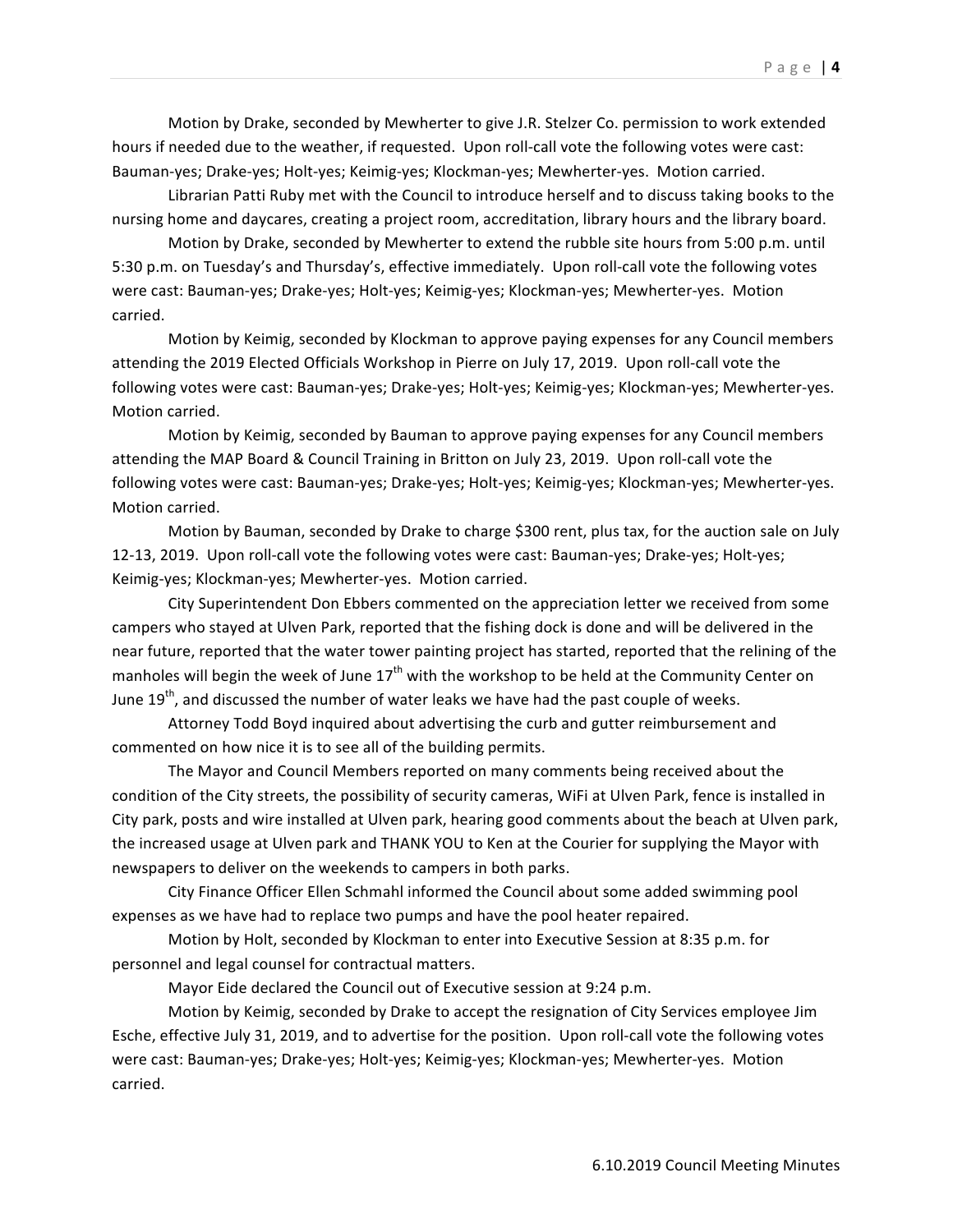Motion by Drake, seconded by Mewherter to give J.R. Stelzer Co. permission to work extended hours if needed due to the weather, if requested. Upon roll-call vote the following votes were cast: Bauman-yes; Drake-yes; Holt-yes; Keimig-yes; Klockman-yes; Mewherter-yes. Motion carried.

Librarian Patti Ruby met with the Council to introduce herself and to discuss taking books to the nursing home and daycares, creating a project room, accreditation, library hours and the library board.

Motion by Drake, seconded by Mewherter to extend the rubble site hours from 5:00 p.m. until 5:30 p.m. on Tuesday's and Thursday's, effective immediately. Upon roll-call vote the following votes were cast: Bauman-yes; Drake-yes; Holt-yes; Keimig-yes; Klockman-yes; Mewherter-yes. Motion carried.

Motion by Keimig, seconded by Klockman to approve paying expenses for any Council members attending the 2019 Elected Officials Workshop in Pierre on July 17, 2019. Upon roll-call vote the following votes were cast: Bauman-yes; Drake-yes; Holt-yes; Keimig-yes; Klockman-yes; Mewherter-yes. Motion carried.

Motion by Keimig, seconded by Bauman to approve paying expenses for any Council members attending the MAP Board & Council Training in Britton on July 23, 2019. Upon roll-call vote the following votes were cast: Bauman-yes; Drake-yes; Holt-yes; Keimig-yes; Klockman-yes; Mewherter-yes. Motion carried.

Motion by Bauman, seconded by Drake to charge $300 rent, plus tax, for the auction sale on July 12-13, 2019. Upon roll-call vote the following votes were cast: Bauman-yes; Drake-yes; Holt-yes; Keimig-yes; Klockman-yes; Mewherter-yes. Motion carried.

City Superintendent Don Ebbers commented on the appreciation letter we received from some campers who stayed at Ulven Park, reported that the fishing dock is done and will be delivered in the near future, reported that the water tower painting project has started, reported that the relining of the manholes will begin the week of June 17th with the workshop to be held at the Community Center on June 19th, and discussed the number of water leaks we have had the past couple of weeks.

Attorney Todd Boyd inquired about advertising the curb and gutter reimbursement and commented on how nice it is to see all of the building permits.

The Mayor and Council Members reported on many comments being received about the condition of the City streets, the possibility of security cameras, WiFi at Ulven Park, fence is installed in City park, posts and wire installed at Ulven park, hearing good comments about the beach at Ulven park, the increased usage at Ulven park and THANK YOU to Ken at the Courier for supplying the Mayor with newspapers to deliver on the weekends to campers in both parks.

City Finance Officer Ellen Schmahl informed the Council about some added swimming pool expenses as we have had to replace two pumps and have the pool heater repaired.

Motion by Holt, seconded by Klockman to enter into Executive Session at 8:35 p.m. for personnel and legal counsel for contractual matters.

Mayor Eide declared the Council out of Executive session at 9:24 p.m.

Motion by Keimig, seconded by Drake to accept the resignation of City Services employee Jim Esche, effective July 31, 2019, and to advertise for the position. Upon roll-call vote the following votes were cast: Bauman-yes; Drake-yes; Holt-yes; Keimig-yes; Klockman-yes; Mewherter-yes. Motion carried.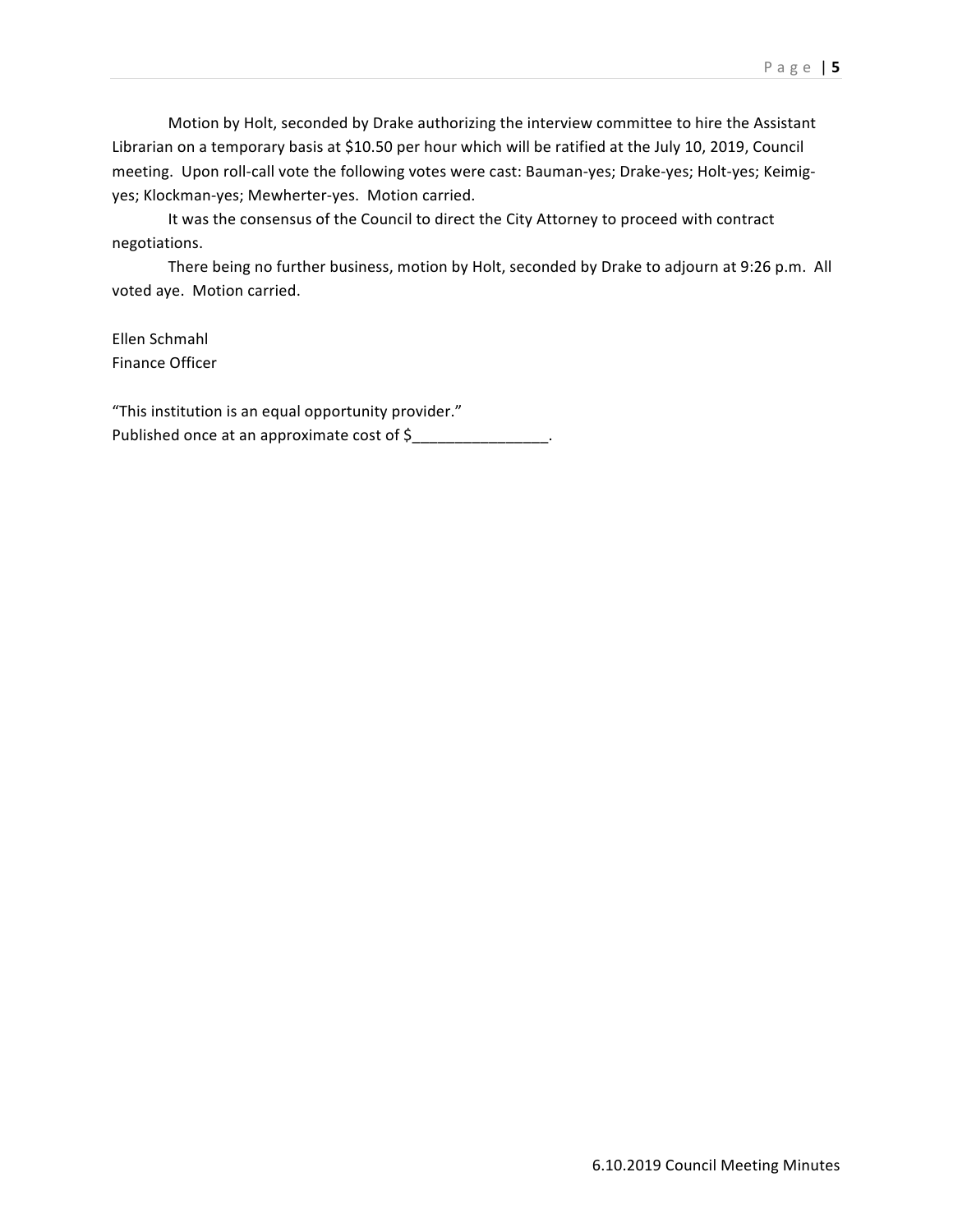Motion by Holt, seconded by Drake authorizing the interview committee to hire the Assistant Librarian on a temporary basis at $10.50 per hour which will be ratified at the July 10, 2019, Council meeting. Upon roll-call vote the following votes were cast: Bauman-yes; Drake-yes; Holt-yes; Keimig-yes; Klockman-yes; Mewherter-yes. Motion carried.

It was the consensus of the Council to direct the City Attorney to proceed with contract negotiations.

There being no further business, motion by Holt, seconded by Drake to adjourn at 9:26 p.m. All voted aye. Motion carried.

Ellen Schmahl
Finance Officer

"This institution is an equal opportunity provider."
Published once at an approximate cost of $________________.